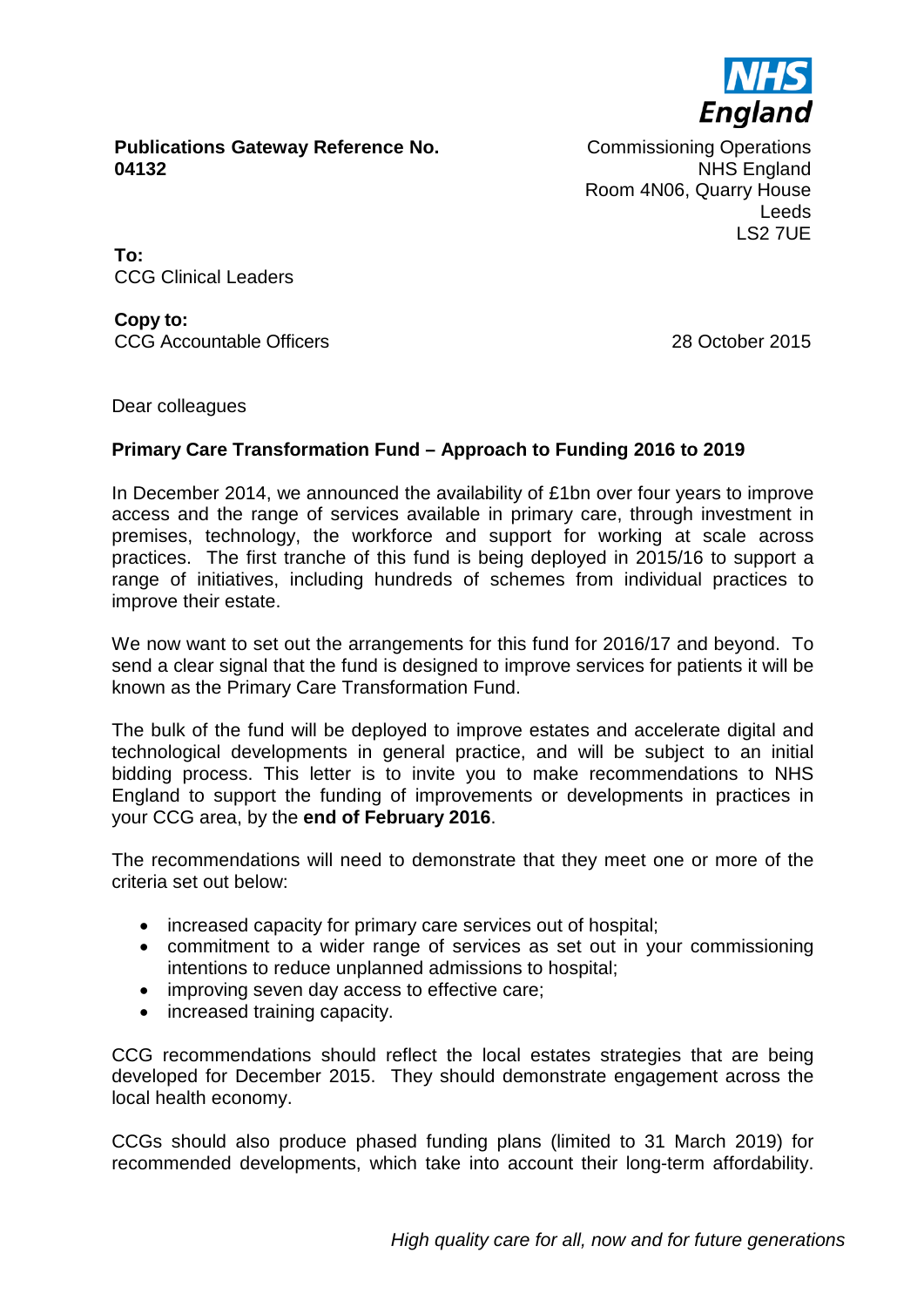**Publications Gateway Reference No. 04132**

Commissioning Operations
NHS England
Room 4N06, Quarry House
Leeds
LS2 7UE

**To:**
CCG Clinical Leaders

**Copy to:**
CCG Accountable Officers

28 October 2015

Dear colleagues

**Primary Care Transformation Fund – Approach to Funding 2016 to 2019**

In December 2014, we announced the availability of £1bn over four years to improve access and the range of services available in primary care, through investment in premises, technology, the workforce and support for working at scale across practices. The first tranche of this fund is being deployed in 2015/16 to support a range of initiatives, including hundreds of schemes from individual practices to improve their estate.

We now want to set out the arrangements for this fund for 2016/17 and beyond. To send a clear signal that the fund is designed to improve services for patients it will be known as the Primary Care Transformation Fund.

The bulk of the fund will be deployed to improve estates and accelerate digital and technological developments in general practice, and will be subject to an initial bidding process. This letter is to invite you to make recommendations to NHS England to support the funding of improvements or developments in practices in your CCG area, by the **end of February 2016**.

The recommendations will need to demonstrate that they meet one or more of the criteria set out below:

- increased capacity for primary care services out of hospital;
- commitment to a wider range of services as set out in your commissioning intentions to reduce unplanned admissions to hospital;
- improving seven day access to effective care;
- increased training capacity.

CCG recommendations should reflect the local estates strategies that are being developed for December 2015. They should demonstrate engagement across the local health economy.

CCGs should also produce phased funding plans (limited to 31 March 2019) for recommended developments, which take into account their long-term affordability.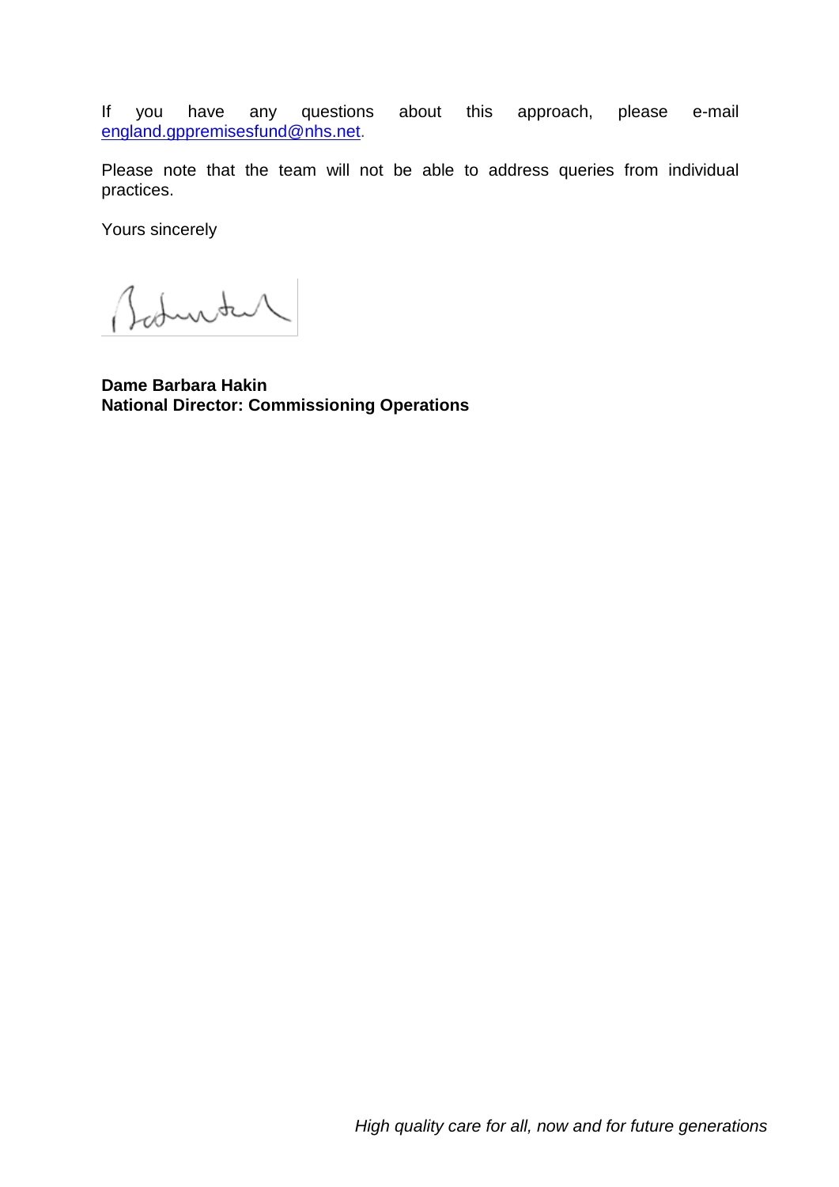If you have any questions about this approach, please e-mail england.gppremisesfund@nhs.net.

Please note that the team will not be able to address queries from individual practices.

Yours sincerely

**Dame Barbara Hakin**
**National Director: Commissioning Operations**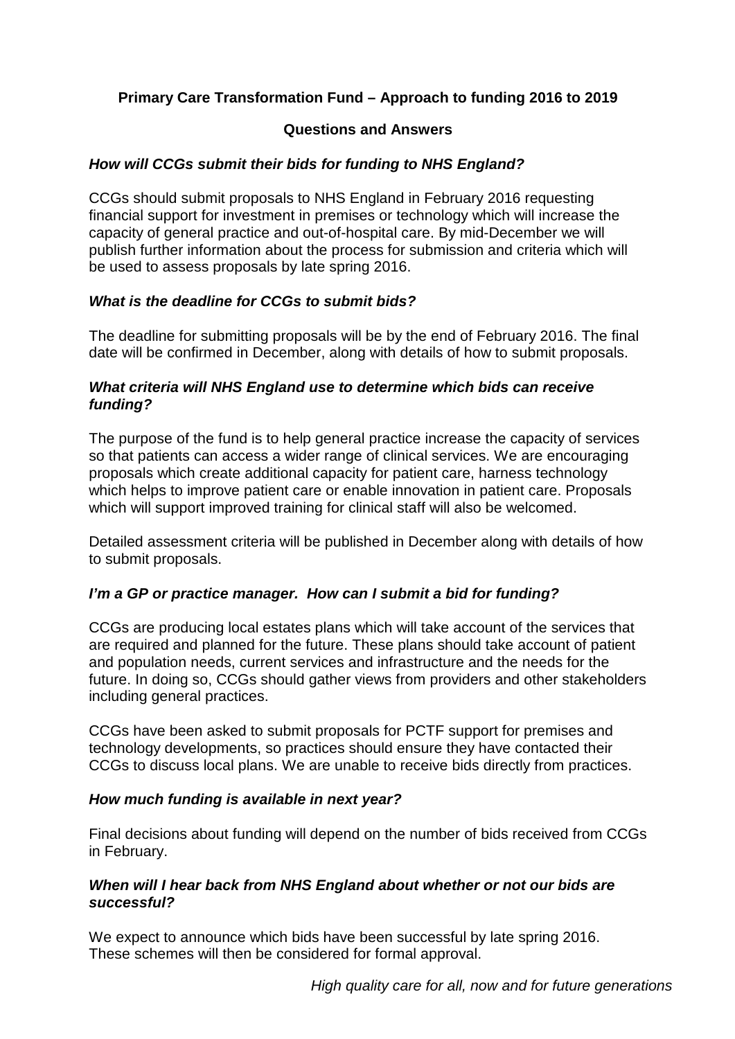## Primary Care Transformation Fund – Approach to funding 2016 to 2019

### Questions and Answers

***How will CCGs submit their bids for funding to NHS England?***

CCGs should submit proposals to NHS England in February 2016 requesting financial support for investment in premises or technology which will increase the capacity of general practice and out-of-hospital care. By mid-December we will publish further information about the process for submission and criteria which will be used to assess proposals by late spring 2016.

***What is the deadline for CCGs to submit bids?***

The deadline for submitting proposals will be by the end of February 2016. The final date will be confirmed in December, along with details of how to submit proposals.

***What criteria will NHS England use to determine which bids can receive funding?***

The purpose of the fund is to help general practice increase the capacity of services so that patients can access a wider range of clinical services. We are encouraging proposals which create additional capacity for patient care, harness technology which helps to improve patient care or enable innovation in patient care. Proposals which will support improved training for clinical staff will also be welcomed.

Detailed assessment criteria will be published in December along with details of how to submit proposals.

***I'm a GP or practice manager. How can I submit a bid for funding?***

CCGs are producing local estates plans which will take account of the services that are required and planned for the future. These plans should take account of patient and population needs, current services and infrastructure and the needs for the future. In doing so, CCGs should gather views from providers and other stakeholders including general practices.

CCGs have been asked to submit proposals for PCTF support for premises and technology developments, so practices should ensure they have contacted their CCGs to discuss local plans. We are unable to receive bids directly from practices.

***How much funding is available in next year?***

Final decisions about funding will depend on the number of bids received from CCGs in February.

***When will I hear back from NHS England about whether or not our bids are successful?***

We expect to announce which bids have been successful by late spring 2016. These schemes will then be considered for formal approval.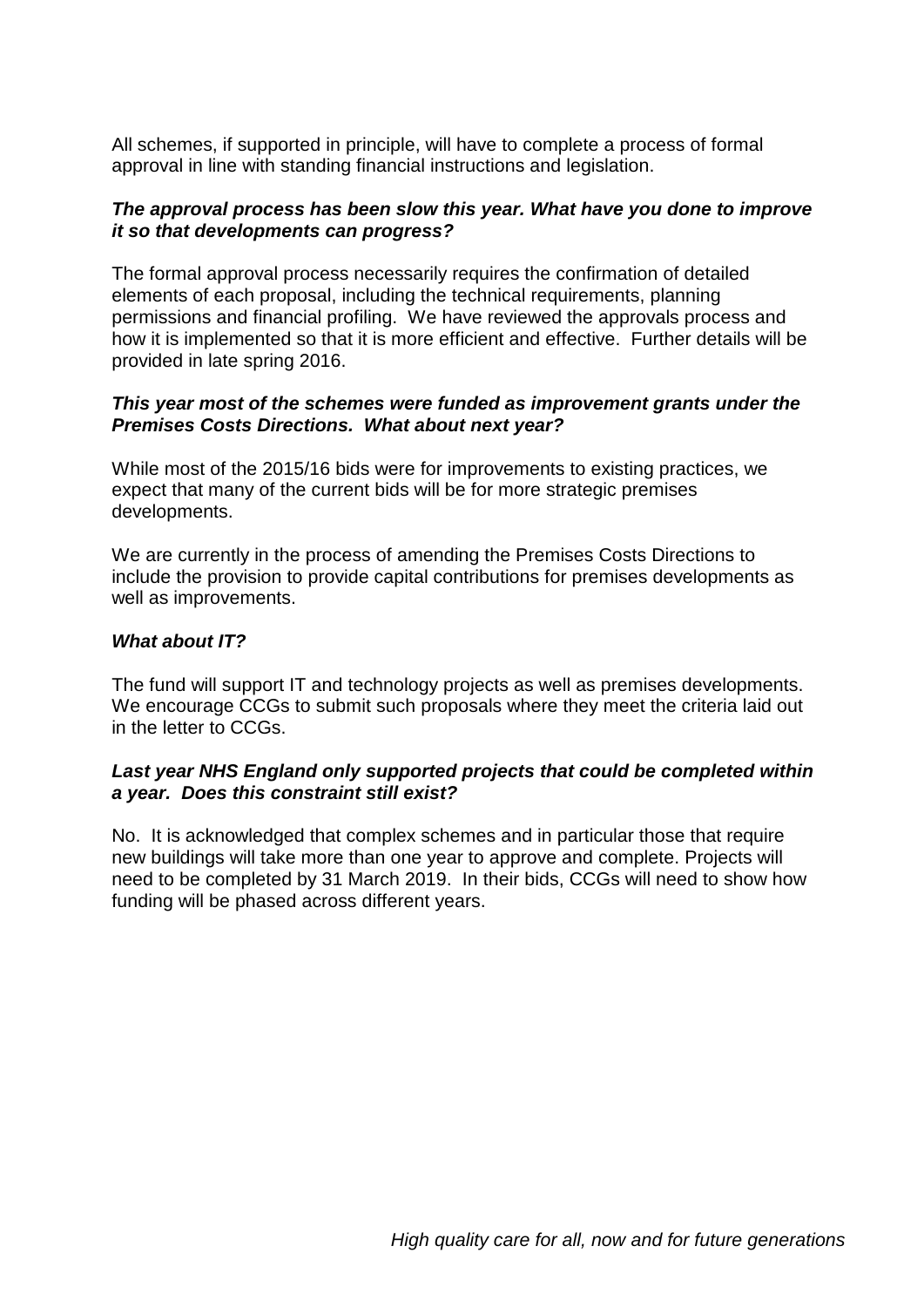All schemes, if supported in principle, will have to complete a process of formal approval in line with standing financial instructions and legislation.

***The approval process has been slow this year. What have you done to improve it so that developments can progress?***

The formal approval process necessarily requires the confirmation of detailed elements of each proposal, including the technical requirements, planning permissions and financial profiling. We have reviewed the approvals process and how it is implemented so that it is more efficient and effective. Further details will be provided in late spring 2016.

***This year most of the schemes were funded as improvement grants under the Premises Costs Directions. What about next year?***

While most of the 2015/16 bids were for improvements to existing practices, we expect that many of the current bids will be for more strategic premises developments.

We are currently in the process of amending the Premises Costs Directions to include the provision to provide capital contributions for premises developments as well as improvements.

***What about IT?***

The fund will support IT and technology projects as well as premises developments. We encourage CCGs to submit such proposals where they meet the criteria laid out in the letter to CCGs.

***Last year NHS England only supported projects that could be completed within a year. Does this constraint still exist?***

No. It is acknowledged that complex schemes and in particular those that require new buildings will take more than one year to approve and complete. Projects will need to be completed by 31 March 2019. In their bids, CCGs will need to show how funding will be phased across different years.